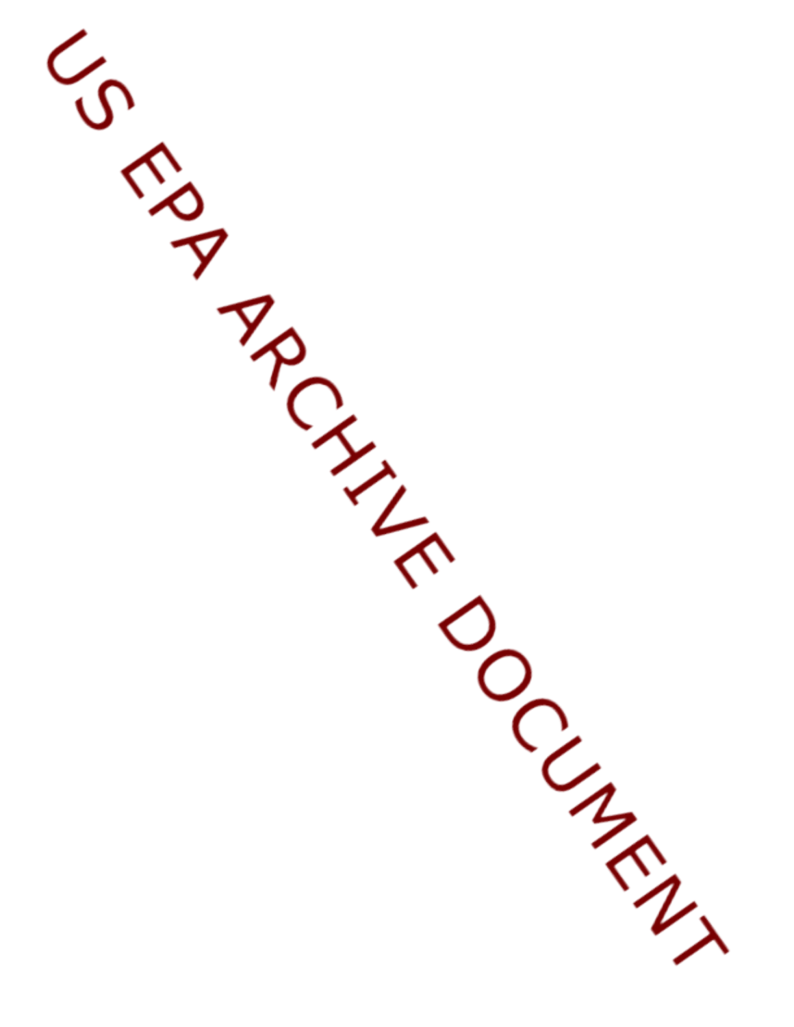US EPA ARCHIVE DOCUMENT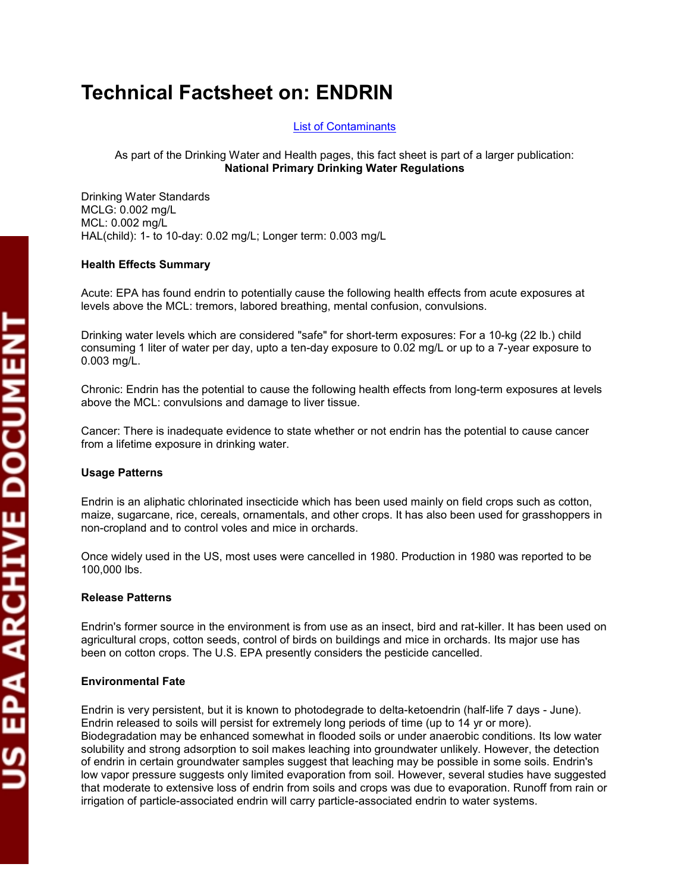# Technical Factsheet on: ENDRIN

List of Contaminants

As part of the Drinking Water and Health pages, this fact sheet is part of a larger publication:
**National Primary Drinking Water Regulations**

Drinking Water Standards
MCLG: 0.002 mg/L
MCL: 0.002 mg/L
HAL(child): 1- to 10-day: 0.02 mg/L; Longer term: 0.003 mg/L

**Health Effects Summary**

Acute: EPA has found endrin to potentially cause the following health effects from acute exposures at levels above the MCL: tremors, labored breathing, mental confusion, convulsions.

Drinking water levels which are considered "safe" for short-term exposures: For a 10-kg (22 lb.) child consuming 1 liter of water per day, upto a ten-day exposure to 0.02 mg/L or up to a 7-year exposure to 0.003 mg/L.

Chronic: Endrin has the potential to cause the following health effects from long-term exposures at levels above the MCL: convulsions and damage to liver tissue.

Cancer: There is inadequate evidence to state whether or not endrin has the potential to cause cancer from a lifetime exposure in drinking water.

**Usage Patterns**

Endrin is an aliphatic chlorinated insecticide which has been used mainly on field crops such as cotton, maize, sugarcane, rice, cereals, ornamentals, and other crops. It has also been used for grasshoppers in non-cropland and to control voles and mice in orchards.

Once widely used in the US, most uses were cancelled in 1980. Production in 1980 was reported to be 100,000 lbs.

**Release Patterns**

Endrin's former source in the environment is from use as an insect, bird and rat-killer. It has been used on agricultural crops, cotton seeds, control of birds on buildings and mice in orchards. Its major use has been on cotton crops. The U.S. EPA presently considers the pesticide cancelled.

**Environmental Fate**

Endrin is very persistent, but it is known to photodegrade to delta-ketoendrin (half-life 7 days - June). Endrin released to soils will persist for extremely long periods of time (up to 14 yr or more). Biodegradation may be enhanced somewhat in flooded soils or under anaerobic conditions. Its low water solubility and strong adsorption to soil makes leaching into groundwater unlikely. However, the detection of endrin in certain groundwater samples suggest that leaching may be possible in some soils. Endrin's low vapor pressure suggests only limited evaporation from soil. However, several studies have suggested that moderate to extensive loss of endrin from soils and crops was due to evaporation. Runoff from rain or irrigation of particle-associated endrin will carry particle-associated endrin to water systems.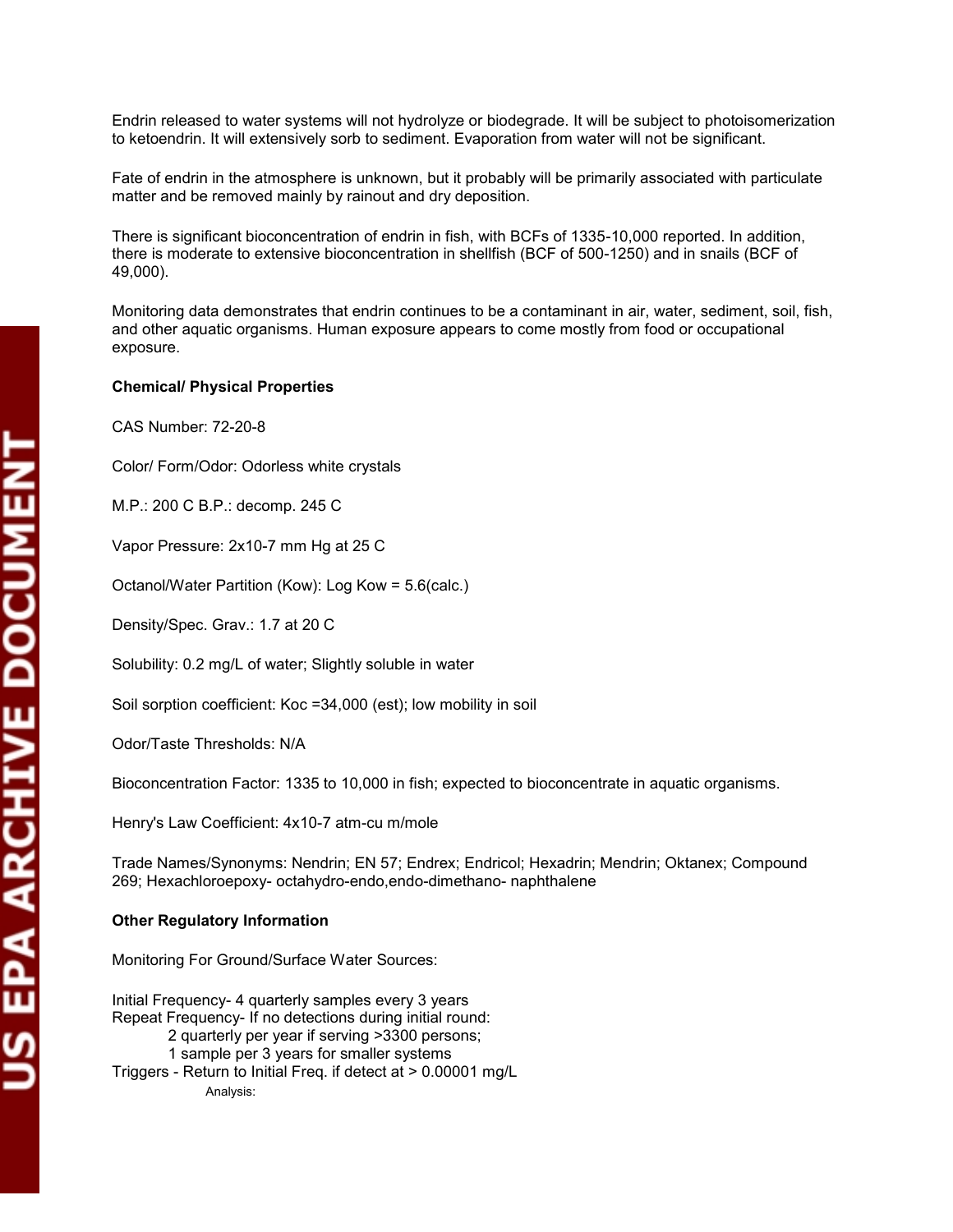Endrin released to water systems will not hydrolyze or biodegrade. It will be subject to photoisomerization to ketoendrin. It will extensively sorb to sediment. Evaporation from water will not be significant.

Fate of endrin in the atmosphere is unknown, but it probably will be primarily associated with particulate matter and be removed mainly by rainout and dry deposition.

There is significant bioconcentration of endrin in fish, with BCFs of 1335-10,000 reported. In addition, there is moderate to extensive bioconcentration in shellfish (BCF of 500-1250) and in snails (BCF of 49,000).

Monitoring data demonstrates that endrin continues to be a contaminant in air, water, sediment, soil, fish, and other aquatic organisms. Human exposure appears to come mostly from food or occupational exposure.

**Chemical/ Physical Properties**

CAS Number: 72-20-8

Color/ Form/Odor: Odorless white crystals

M.P.: 200 C B.P.: decomp. 245 C

Vapor Pressure: $2 \times 10^{-7}$ mm Hg at 25 C

Octanol/Water Partition (Kow): Log Kow = 5.6(calc.)

Density/Spec. Grav.: 1.7 at 20 C

Solubility: 0.2 mg/L of water; Slightly soluble in water

Soil sorption coefficient: Koc =34,000 (est); low mobility in soil

Odor/Taste Thresholds: N/A

Bioconcentration Factor: 1335 to 10,000 in fish; expected to bioconcentrate in aquatic organisms.

Henry's Law Coefficient: $4 \times 10^{-7}$ atm-cu m/mole

Trade Names/Synonyms: Nendrin; EN 57; Endrex; Endricol; Hexadrin; Mendrin; Oktanex; Compound 269; Hexachloroepoxy- octahydro-endo,endo-dimethano- naphthalene

**Other Regulatory Information**

Monitoring For Ground/Surface Water Sources:

Initial Frequency- 4 quarterly samples every 3 years
Repeat Frequency- If no detections during initial round:
  2 quarterly per year if serving >3300 persons;
  1 sample per 3 years for smaller systems
Triggers - Return to Initial Freq. if detect at > 0.00001 mg/L

Analysis: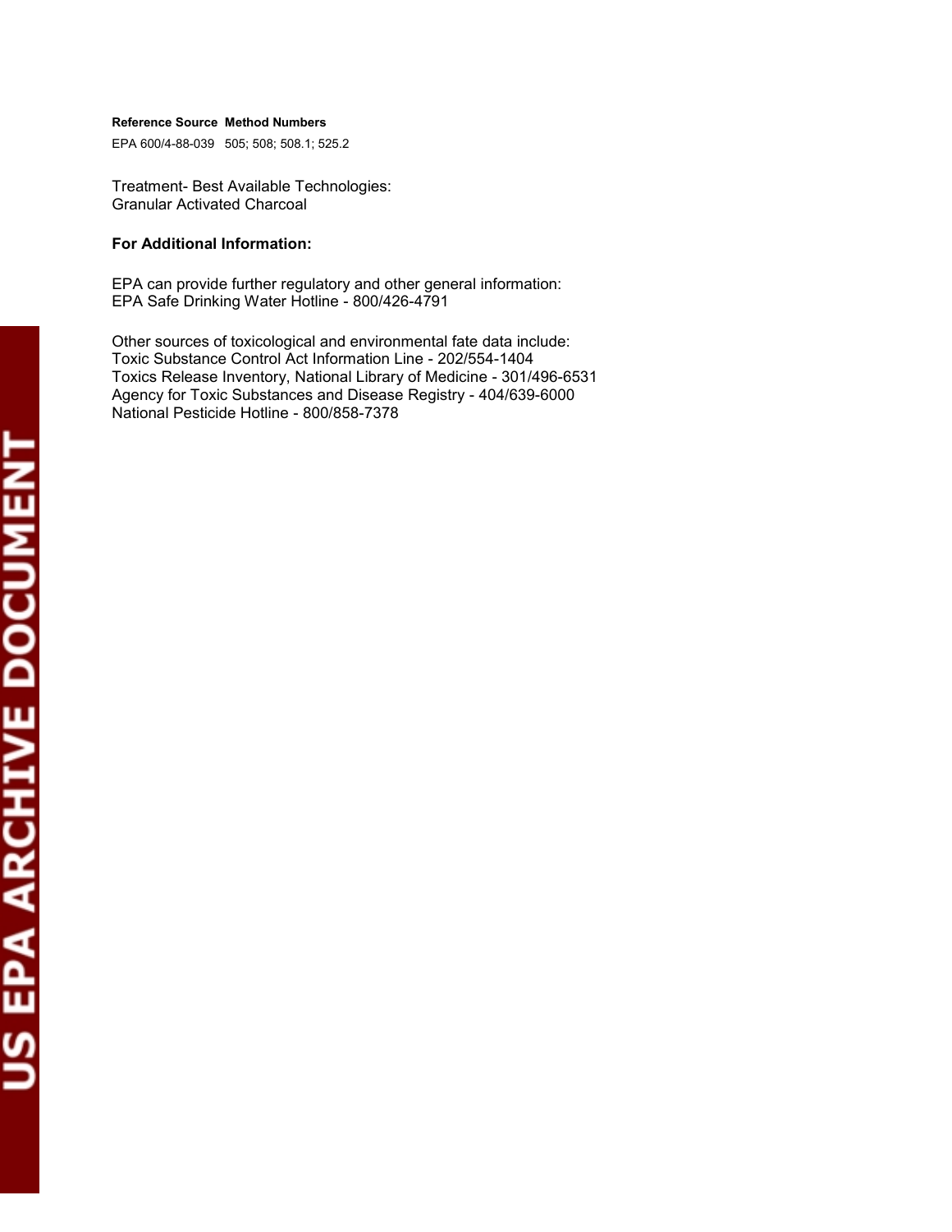| Reference Source | Method Numbers |
| --- | --- |
| EPA 600/4-88-039 | 505; 508; 508.1; 525.2 |

Treatment- Best Available Technologies:
Granular Activated Charcoal

**For Additional Information:**

EPA can provide further regulatory and other general information:
EPA Safe Drinking Water Hotline - 800/426-4791

Other sources of toxicological and environmental fate data include:
Toxic Substance Control Act Information Line - 202/554-1404
Toxics Release Inventory, National Library of Medicine - 301/496-6531
Agency for Toxic Substances and Disease Registry - 404/639-6000
National Pesticide Hotline - 800/858-7378